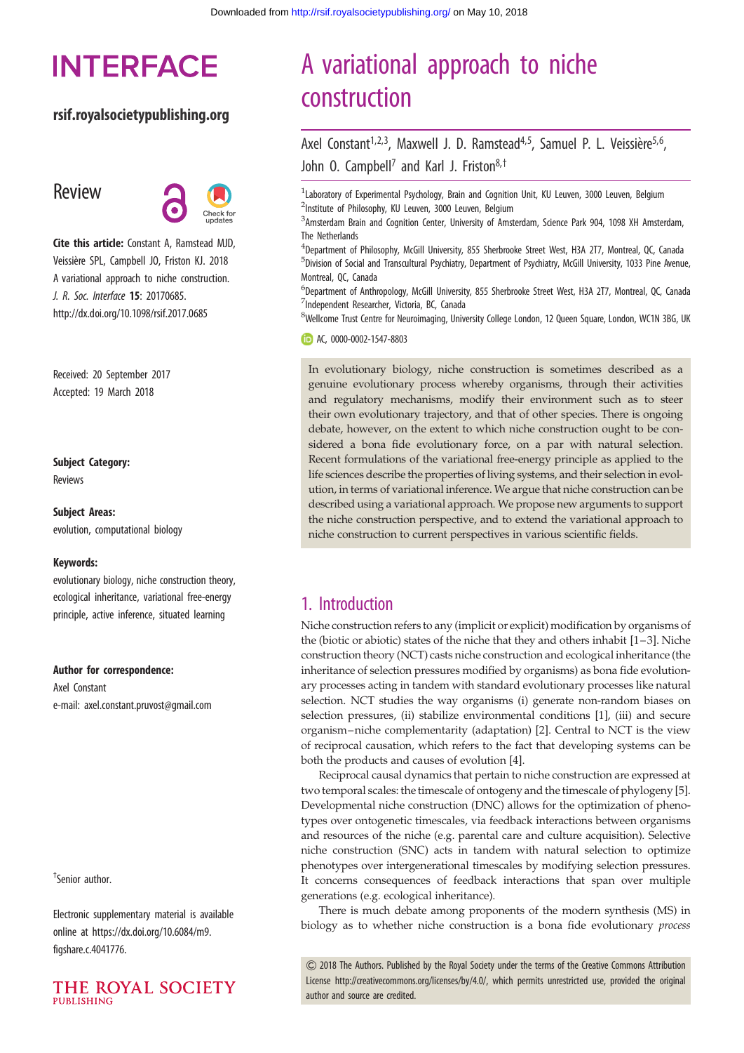Downloaded from http://rsif.royalsocietypublishing.org/ on May 10, 2018

# INTERFACE

**rsif.royalsocietypublishing.org**

## Review

**Cite this article:** Constant A, Ramstead MJD, Veissière SPL, Campbell JO, Friston KJ. 2018 A variational approach to niche construction. *J. R. Soc. Interface* **15**: 20170685. http://dx.doi.org/10.1098/rsif.2017.0685

Received: 20 September 2017
Accepted: 19 March 2018

**Subject Category:**
Reviews

**Subject Areas:**
evolution, computational biology

**Keywords:**
evolutionary biology, niche construction theory, ecological inheritance, variational free-energy principle, active inference, situated learning

**Author for correspondence:**
Axel Constant
e-mail: axel.constant.pruvost@gmail.com

†Senior author.

Electronic supplementary material is available online at https://dx.doi.org/10.6084/m9.figshare.c.4041776.

# A variational approach to niche construction

Axel Constant[1,2,3], Maxwell J. D. Ramstead[4,5], Samuel P. L. Veissière[5,6], John O. Campbell[7] and Karl J. Friston[8,†]

[1]Laboratory of Experimental Psychology, Brain and Cognition Unit, KU Leuven, 3000 Leuven, Belgium
[2]Institute of Philosophy, KU Leuven, 3000 Leuven, Belgium
[3]Amsterdam Brain and Cognition Center, University of Amsterdam, Science Park 904, 1098 XH Amsterdam, The Netherlands
[4]Department of Philosophy, McGill University, 855 Sherbrooke Street West, H3A 2T7, Montreal, QC, Canada
[5]Division of Social and Transcultural Psychiatry, Department of Psychiatry, McGill University, 1033 Pine Avenue, Montreal, QC, Canada
[6]Department of Anthropology, McGill University, 855 Sherbrooke Street West, H3A 2T7, Montreal, QC, Canada
[7]Independent Researcher, Victoria, BC, Canada
[8]Wellcome Trust Centre for Neuroimaging, University College London, 12 Queen Square, London, WC1N 3BG, UK

AC, 0000-0002-1547-8803

In evolutionary biology, niche construction is sometimes described as a genuine evolutionary process whereby organisms, through their activities and regulatory mechanisms, modify their environment such as to steer their own evolutionary trajectory, and that of other species. There is ongoing debate, however, on the extent to which niche construction ought to be considered a bona fide evolutionary force, on a par with natural selection. Recent formulations of the variational free-energy principle as applied to the life sciences describe the properties of living systems, and their selection in evolution, in terms of variational inference. We argue that niche construction can be described using a variational approach. We propose new arguments to support the niche construction perspective, and to extend the variational approach to niche construction to current perspectives in various scientific fields.

## 1. Introduction

Niche construction refers to any (implicit or explicit) modification by organisms of the (biotic or abiotic) states of the niche that they and others inhabit [1–3]. Niche construction theory (NCT) casts niche construction and ecological inheritance (the inheritance of selection pressures modified by organisms) as bona fide evolutionary processes acting in tandem with standard evolutionary processes like natural selection. NCT studies the way organisms (i) generate non-random biases on selection pressures, (ii) stabilize environmental conditions [1], (iii) and secure organism–niche complementarity (adaptation) [2]. Central to NCT is the view of reciprocal causation, which refers to the fact that developing systems can be both the products and causes of evolution [4].

Reciprocal causal dynamics that pertain to niche construction are expressed at two temporal scales: the timescale of ontogeny and the timescale of phylogeny [5]. Developmental niche construction (DNC) allows for the optimization of phenotypes over ontogenetic timescales, via feedback interactions between organisms and resources of the niche (e.g. parental care and culture acquisition). Selective niche construction (SNC) acts in tandem with natural selection to optimize phenotypes over intergenerational timescales by modifying selection pressures. It concerns consequences of feedback interactions that span over multiple generations (e.g. ecological inheritance).

There is much debate among proponents of the modern synthesis (MS) in biology as to whether niche construction is a bona fide evolutionary *process*

© 2018 The Authors. Published by the Royal Society under the terms of the Creative Commons Attribution License http://creativecommons.org/licenses/by/4.0/, which permits unrestricted use, provided the original author and source are credited.

THE ROYAL SOCIETY PUBLISHING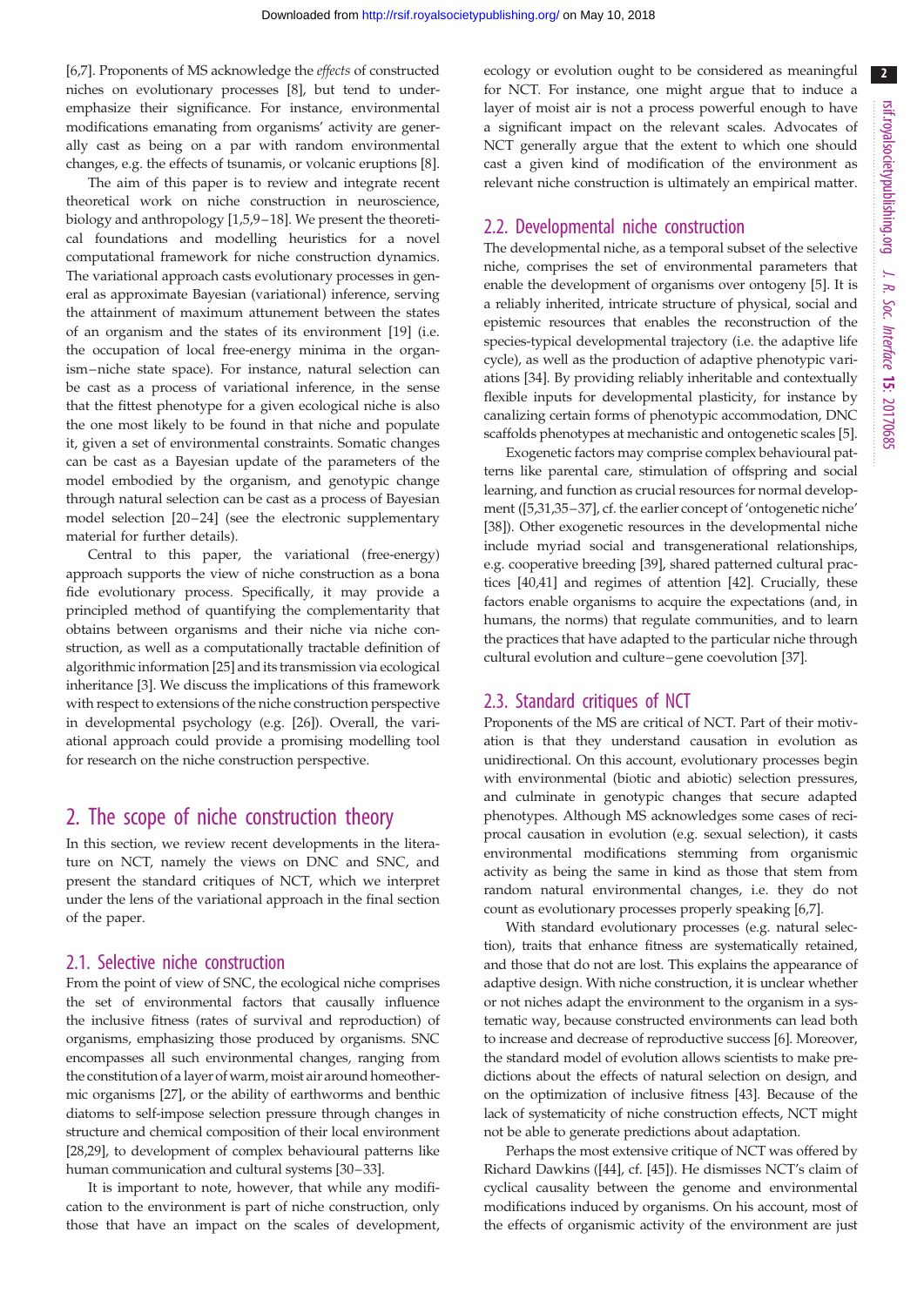[6,7]. Proponents of MS acknowledge the *effects* of constructed niches on evolutionary processes [8], but tend to underemphasize their significance. For instance, environmental modifications emanating from organisms' activity are generally cast as being on a par with random environmental changes, e.g. the effects of tsunamis, or volcanic eruptions [8].

The aim of this paper is to review and integrate recent theoretical work on niche construction in neuroscience, biology and anthropology [1,5,9–18]. We present the theoretical foundations and modelling heuristics for a novel computational framework for niche construction dynamics. The variational approach casts evolutionary processes in general as approximate Bayesian (variational) inference, serving the attainment of maximum attunement between the states of an organism and the states of its environment [19] (i.e. the occupation of local free-energy minima in the organism–niche state space). For instance, natural selection can be cast as a process of variational inference, in the sense that the fittest phenotype for a given ecological niche is also the one most likely to be found in that niche and populate it, given a set of environmental constraints. Somatic changes can be cast as a Bayesian update of the parameters of the model embodied by the organism, and genotypic change through natural selection can be cast as a process of Bayesian model selection [20–24] (see the electronic supplementary material for further details).

Central to this paper, the variational (free-energy) approach supports the view of niche construction as a bona fide evolutionary process. Specifically, it may provide a principled method of quantifying the complementarity that obtains between organisms and their niche via niche construction, as well as a computationally tractable definition of algorithmic information [25] and its transmission via ecological inheritance [3]. We discuss the implications of this framework with respect to extensions of the niche construction perspective in developmental psychology (e.g. [26]). Overall, the variational approach could provide a promising modelling tool for research on the niche construction perspective.

# 2. The scope of niche construction theory

In this section, we review recent developments in the literature on NCT, namely the views on DNC and SNC, and present the standard critiques of NCT, which we interpret under the lens of the variational approach in the final section of the paper.

## 2.1. Selective niche construction

From the point of view of SNC, the ecological niche comprises the set of environmental factors that causally influence the inclusive fitness (rates of survival and reproduction) of organisms, emphasizing those produced by organisms. SNC encompasses all such environmental changes, ranging from the constitution of a layer of warm, moist air around homeothermic organisms [27], or the ability of earthworms and benthic diatoms to self-impose selection pressure through changes in structure and chemical composition of their local environment [28,29], to development of complex behavioural patterns like human communication and cultural systems [30–33].

It is important to note, however, that while any modification to the environment is part of niche construction, only those that have an impact on the scales of development, ecology or evolution ought to be considered as meaningful for NCT. For instance, one might argue that to induce a layer of moist air is not a process powerful enough to have a significant impact on the relevant scales. Advocates of NCT generally argue that the extent to which one should cast a given kind of modification of the environment as relevant niche construction is ultimately an empirical matter.

## 2.2. Developmental niche construction

The developmental niche, as a temporal subset of the selective niche, comprises the set of environmental parameters that enable the development of organisms over ontogeny [5]. It is a reliably inherited, intricate structure of physical, social and epistemic resources that enables the reconstruction of the species-typical developmental trajectory (i.e. the adaptive life cycle), as well as the production of adaptive phenotypic variations [34]. By providing reliably inheritable and contextually flexible inputs for developmental plasticity, for instance by canalizing certain forms of phenotypic accommodation, DNC scaffolds phenotypes at mechanistic and ontogenetic scales [5].

Exogenetic factors may comprise complex behavioural patterns like parental care, stimulation of offspring and social learning, and function as crucial resources for normal development ([5,31,35–37], cf. the earlier concept of 'ontogenetic niche' [38]). Other exogenetic resources in the developmental niche include myriad social and transgenerational relationships, e.g. cooperative breeding [39], shared patterned cultural practices [40,41] and regimes of attention [42]. Crucially, these factors enable organisms to acquire the expectations (and, in humans, the norms) that regulate communities, and to learn the practices that have adapted to the particular niche through cultural evolution and culture–gene coevolution [37].

## 2.3. Standard critiques of NCT

Proponents of the MS are critical of NCT. Part of their motivation is that they understand causation in evolution as unidirectional. On this account, evolutionary processes begin with environmental (biotic and abiotic) selection pressures, and culminate in genotypic changes that secure adapted phenotypes. Although MS acknowledges some cases of reciprocal causation in evolution (e.g. sexual selection), it casts environmental modifications stemming from organismic activity as being the same in kind as those that stem from random natural environmental changes, i.e. they do not count as evolutionary processes properly speaking [6,7].

With standard evolutionary processes (e.g. natural selection), traits that enhance fitness are systematically retained, and those that do not are lost. This explains the appearance of adaptive design. With niche construction, it is unclear whether or not niches adapt the environment to the organism in a systematic way, because constructed environments can lead both to increase and decrease of reproductive success [6]. Moreover, the standard model of evolution allows scientists to make predictions about the effects of natural selection on design, and on the optimization of inclusive fitness [43]. Because of the lack of systematicity of niche construction effects, NCT might not be able to generate predictions about adaptation.

Perhaps the most extensive critique of NCT was offered by Richard Dawkins ([44], cf. [45]). He dismisses NCT's claim of cyclical causality between the genome and environmental modifications induced by organisms. On his account, most of the effects of organismic activity of the environment are just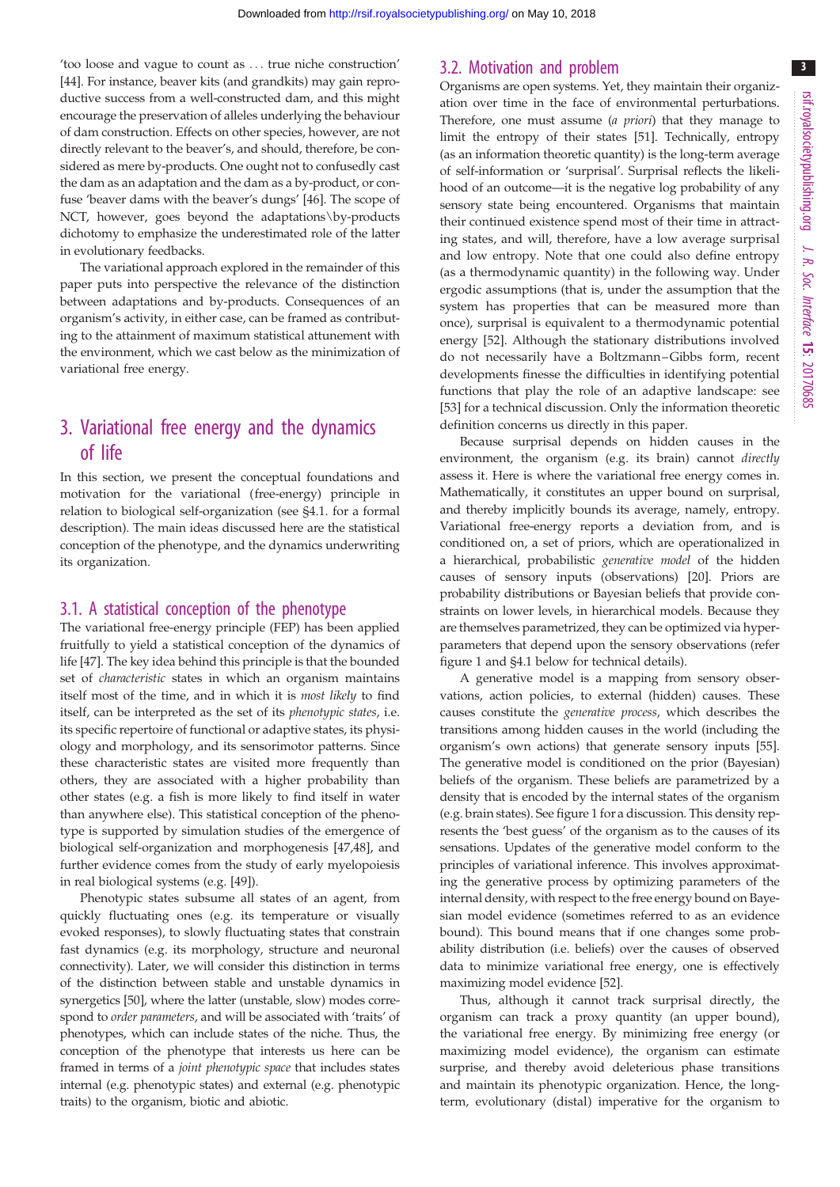'too loose and vague to count as ... true niche construction' [44]. For instance, beaver kits (and grandkits) may gain reproductive success from a well-constructed dam, and this might encourage the preservation of alleles underlying the behaviour of dam construction. Effects on other species, however, are not directly relevant to the beaver's, and should, therefore, be considered as mere by-products. One ought not to confusedly cast the dam as an adaptation and the dam as a by-product, or confuse 'beaver dams with the beaver's dungs' [46]. The scope of NCT, however, goes beyond the adaptations\by-products dichotomy to emphasize the underestimated role of the latter in evolutionary feedbacks.

The variational approach explored in the remainder of this paper puts into perspective the relevance of the distinction between adaptations and by-products. Consequences of an organism's activity, in either case, can be framed as contributing to the attainment of maximum statistical attunement with the environment, which we cast below as the minimization of variational free energy.

## 3. Variational free energy and the dynamics of life

In this section, we present the conceptual foundations and motivation for the variational (free-energy) principle in relation to biological self-organization (see §4.1. for a formal description). The main ideas discussed here are the statistical conception of the phenotype, and the dynamics underwriting its organization.

### 3.1. A statistical conception of the phenotype

The variational free-energy principle (FEP) has been applied fruitfully to yield a statistical conception of the dynamics of life [47]. The key idea behind this principle is that the bounded set of *characteristic* states in which an organism maintains itself most of the time, and in which it is *most likely* to find itself, can be interpreted as the set of its *phenotypic states*, i.e. its specific repertoire of functional or adaptive states, its physiology and morphology, and its sensorimotor patterns. Since these characteristic states are visited more frequently than others, they are associated with a higher probability than other states (e.g. a fish is more likely to find itself in water than anywhere else). This statistical conception of the phenotype is supported by simulation studies of the emergence of biological self-organization and morphogenesis [47,48], and further evidence comes from the study of early myelopoiesis in real biological systems (e.g. [49]).

Phenotypic states subsume all states of an agent, from quickly fluctuating ones (e.g. its temperature or visually evoked responses), to slowly fluctuating states that constrain fast dynamics (e.g. its morphology, structure and neuronal connectivity). Later, we will consider this distinction in terms of the distinction between stable and unstable dynamics in synergetics [50], where the latter (unstable, slow) modes correspond to *order parameters*, and will be associated with 'traits' of phenotypes, which can include states of the niche. Thus, the conception of the phenotype that interests us here can be framed in terms of a *joint phenotypic space* that includes states internal (e.g. phenotypic states) and external (e.g. phenotypic traits) to the organism, biotic and abiotic.

### 3.2. Motivation and problem

Organisms are open systems. Yet, they maintain their organization over time in the face of environmental perturbations. Therefore, one must assume (*a priori*) that they manage to limit the entropy of their states [51]. Technically, entropy (as an information theoretic quantity) is the long-term average of self-information or 'surprisal'. Surprisal reflects the likelihood of an outcome—it is the negative log probability of any sensory state being encountered. Organisms that maintain their continued existence spend most of their time in attracting states, and will, therefore, have a low average surprisal and low entropy. Note that one could also define entropy (as a thermodynamic quantity) in the following way. Under ergodic assumptions (that is, under the assumption that the system has properties that can be measured more than once), surprisal is equivalent to a thermodynamic potential energy [52]. Although the stationary distributions involved do not necessarily have a Boltzmann–Gibbs form, recent developments finesse the difficulties in identifying potential functions that play the role of an adaptive landscape: see [53] for a technical discussion. Only the information theoretic definition concerns us directly in this paper.

Because surprisal depends on hidden causes in the environment, the organism (e.g. its brain) cannot *directly* assess it. Here is where the variational free energy comes in. Mathematically, it constitutes an upper bound on surprisal, and thereby implicitly bounds its average, namely, entropy. Variational free-energy reports a deviation from, and is conditioned on, a set of priors, which are operationalized in a hierarchical, probabilistic *generative model* of the hidden causes of sensory inputs (observations) [20]. Priors are probability distributions or Bayesian beliefs that provide constraints on lower levels, in hierarchical models. Because they are themselves parametrized, they can be optimized via hyperparameters that depend upon the sensory observations (refer figure 1 and §4.1 below for technical details).

A generative model is a mapping from sensory observations, action policies, to external (hidden) causes. These causes constitute the *generative process*, which describes the transitions among hidden causes in the world (including the organism's own actions) that generate sensory inputs [55]. The generative model is conditioned on the prior (Bayesian) beliefs of the organism. These beliefs are parametrized by a density that is encoded by the internal states of the organism (e.g. brain states). See figure 1 for a discussion. This density represents the 'best guess' of the organism as to the causes of its sensations. Updates of the generative model conform to the principles of variational inference. This involves approximating the generative process by optimizing parameters of the internal density, with respect to the free energy bound on Bayesian model evidence (sometimes referred to as an evidence bound). This bound means that if one changes some probability distribution (i.e. beliefs) over the causes of observed data to minimize variational free energy, one is effectively maximizing model evidence [52].

Thus, although it cannot track surprisal directly, the organism can track a proxy quantity (an upper bound), the variational free energy. By minimizing free energy (or maximizing model evidence), the organism can estimate surprise, and thereby avoid deleterious phase transitions and maintain its phenotypic organization. Hence, the long-term, evolutionary (distal) imperative for the organism to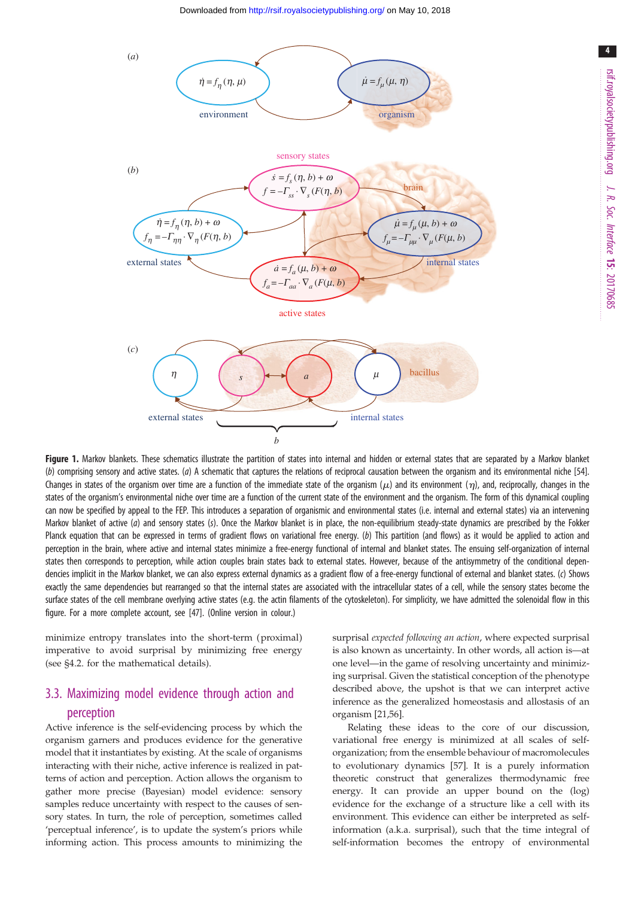**Figure 1.** Markov blankets. These schematics illustrate the partition of states into internal and hidden or external states that are separated by a Markov blanket (*b*) comprising sensory and active states. (*a*) A schematic that captures the relations of reciprocal causation between the organism and its environmental niche [54]. Changes in states of the organism over time are a function of the immediate state of the organism ($\mu$) and its environment ($\eta$), and, reciprocally, changes in the states of the organism's environmental niche over time are a function of the current state of the environment and the organism. The form of this dynamical coupling can now be specified by appeal to the FEP. This introduces a separation of organismic and environmental states (i.e. internal and external states) via an intervening Markov blanket of active (*a*) and sensory states (*s*). Once the Markov blanket is in place, the non-equilibrium steady-state dynamics are prescribed by the Fokker Planck equation that can be expressed in terms of gradient flows on variational free energy. (*b*) This partition (and flows) as it would be applied to action and perception in the brain, where active and internal states minimize a free-energy functional of internal and blanket states. The ensuing self-organization of internal states then corresponds to perception, while action couples brain states back to external states. However, because of the antisymmetry of the conditional dependencies implicit in the Markov blanket, we can also express external dynamics as a gradient flow of a free-energy functional of external and blanket states. (*c*) Shows exactly the same dependencies but rearranged so that the internal states are associated with the intracellular states of a cell, while the sensory states become the surface states of the cell membrane overlying active states (e.g. the actin filaments of the cytoskeleton). For simplicity, we have admitted the solenoidal flow in this figure. For a more complete account, see [47]. (Online version in colour.)

minimize entropy translates into the short-term (proximal) imperative to avoid surprisal by minimizing free energy (see §4.2. for the mathematical details).

## 3.3. Maximizing model evidence through action and perception

Active inference is the self-evidencing process by which the organism garners and produces evidence for the generative model that it instantiates by existing. At the scale of organisms interacting with their niche, active inference is realized in patterns of action and perception. Action allows the organism to gather more precise (Bayesian) model evidence: sensory samples reduce uncertainty with respect to the causes of sensory states. In turn, the role of perception, sometimes called 'perceptual inference', is to update the system's priors while informing action. This process amounts to minimizing the surprisal *expected following an action*, where expected surprisal is also known as uncertainty. In other words, all action is—at one level—in the game of resolving uncertainty and minimizing surprisal. Given the statistical conception of the phenotype described above, the upshot is that we can interpret active inference as the generalized homeostasis and allostasis of an organism [21,56].

Relating these ideas to the core of our discussion, variational free energy is minimized at all scales of self-organization; from the ensemble behaviour of macromolecules to evolutionary dynamics [57]. It is a purely information theoretic construct that generalizes thermodynamic free energy. It can provide an upper bound on the (log) evidence for the exchange of a structure like a cell with its environment. This evidence can either be interpreted as self-information (a.k.a. surprisal), such that the time integral of self-information becomes the entropy of environmental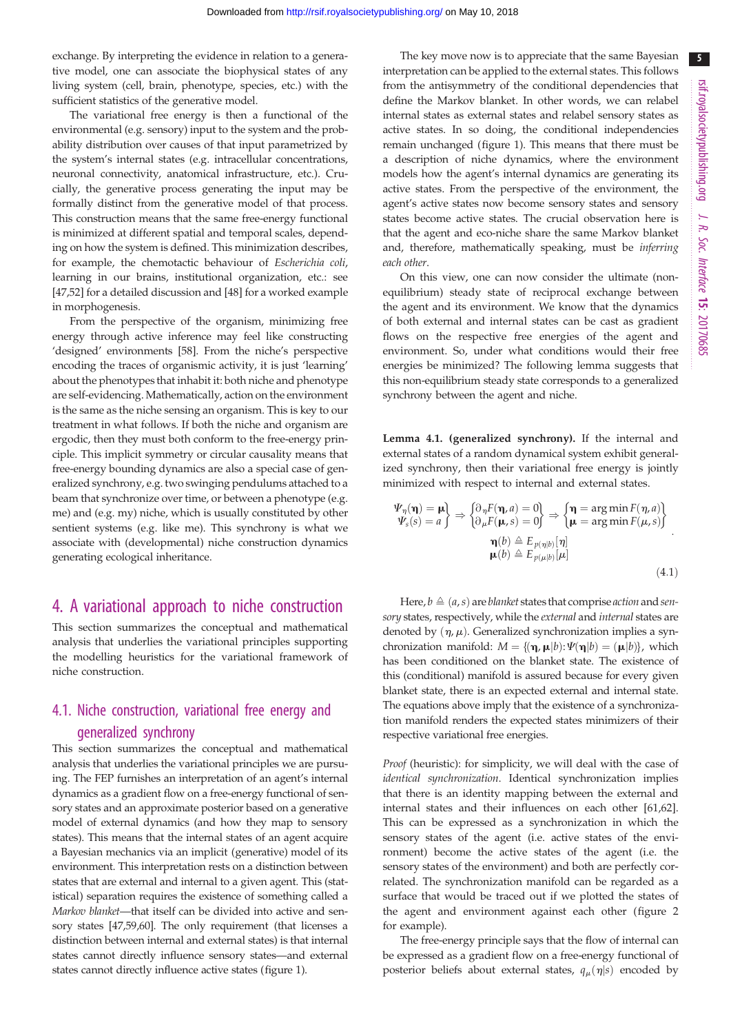exchange. By interpreting the evidence in relation to a generative model, one can associate the biophysical states of any living system (cell, brain, phenotype, species, etc.) with the sufficient statistics of the generative model.

The variational free energy is then a functional of the environmental (e.g. sensory) input to the system and the probability distribution over causes of that input parametrized by the system's internal states (e.g. intracellular concentrations, neuronal connectivity, anatomical infrastructure, etc.). Crucially, the generative process generating the input may be formally distinct from the generative model of that process. This construction means that the same free-energy functional is minimized at different spatial and temporal scales, depending on how the system is defined. This minimization describes, for example, the chemotactic behaviour of *Escherichia coli*, learning in our brains, institutional organization, etc.: see [47,52] for a detailed discussion and [48] for a worked example in morphogenesis.

From the perspective of the organism, minimizing free energy through active inference may feel like constructing 'designed' environments [58]. From the niche's perspective encoding the traces of organismic activity, it is just 'learning' about the phenotypes that inhabit it: both niche and phenotype are self-evidencing. Mathematically, action on the environment is the same as the niche sensing an organism. This is key to our treatment in what follows. If both the niche and organism are ergodic, then they must both conform to the free-energy principle. This implicit symmetry or circular causality means that free-energy bounding dynamics are also a special case of generalized synchrony, e.g. two swinging pendulums attached to a beam that synchronize over time, or between a phenotype (e.g. me) and (e.g. my) niche, which is usually constituted by other sentient systems (e.g. like me). This synchrony is what we associate with (developmental) niche construction dynamics generating ecological inheritance.

## 4. A variational approach to niche construction

This section summarizes the conceptual and mathematical analysis that underlies the variational principles supporting the modelling heuristics for the variational framework of niche construction.

### 4.1. Niche construction, variational free energy and generalized synchrony

This section summarizes the conceptual and mathematical analysis that underlies the variational principles we are pursuing. The FEP furnishes an interpretation of an agent's internal dynamics as a gradient flow on a free-energy functional of sensory states and an approximate posterior based on a generative model of external dynamics (and how they map to sensory states). This means that the internal states of an agent acquire a Bayesian mechanics via an implicit (generative) model of its environment. This interpretation rests on a distinction between states that are external and internal to a given agent. This (statistical) separation requires the existence of something called a *Markov blanket*—that itself can be divided into active and sensory states [47,59,60]. The only requirement (that licenses a distinction between internal and external states) is that internal states cannot directly influence sensory states—and external states cannot directly influence active states (figure 1).

The key move now is to appreciate that the same Bayesian interpretation can be applied to the external states. This follows from the antisymmetry of the conditional dependencies that define the Markov blanket. In other words, we can relabel internal states as external states and relabel sensory states as active states. In so doing, the conditional independencies remain unchanged (figure 1). This means that there must be a description of niche dynamics, where the environment models how the agent's internal dynamics are generating its active states. From the perspective of the environment, the agent's active states now become sensory states and sensory states become active states. The crucial observation here is that the agent and eco-niche share the same Markov blanket and, therefore, mathematically speaking, must be *inferring each other*.

On this view, one can now consider the ultimate (non-equilibrium) steady state of reciprocal exchange between the agent and its environment. We know that the dynamics of both external and internal states can be cast as gradient flows on the respective free energies of the agent and environment. So, under what conditions would their free energies be minimized? The following lemma suggests that this non-equilibrium steady state corresponds to a generalized synchrony between the agent and niche.

**Lemma 4.1. (generalized synchrony).** If the internal and external states of a random dynamical system exhibit generalized synchrony, then their variational free energy is jointly minimized with respect to internal and external states.

$$\left.\begin{matrix}\Psi_\eta(\boldsymbol{\eta}) = \boldsymbol{\mu} \\ \Psi_s(s) = a\end{matrix}\right\} \Rightarrow \left\{\begin{matrix}\partial_\eta F(\boldsymbol{\eta}, a) = 0 \\ \partial_\mu F(\boldsymbol{\mu}, s) = 0\end{matrix}\right\} \Rightarrow \left\{\begin{matrix}\boldsymbol{\eta} = \arg\min F(\eta, a) \\ \boldsymbol{\mu} = \arg\min F(\mu, s)\end{matrix}\right\}$$
$$\begin{matrix}\boldsymbol{\eta}(b) \triangleq E_{p(\eta|b)}[\eta] \\ \boldsymbol{\mu}(b) \triangleq E_{p(\mu|b)}[\mu]\end{matrix} \qquad (4.1)$$

Here, $b \triangleq (a, s)$ are *blanket* states that comprise *action* and *sensory* states, respectively, while the *external* and *internal* states are denoted by $(\eta, \mu)$. Generalized synchronization implies a synchronization manifold: $M = \{(\boldsymbol{\eta}, \boldsymbol{\mu}|b) : \Psi(\boldsymbol{\eta}|b) = (\boldsymbol{\mu}|b)\}$, which has been conditioned on the blanket state. The existence of this (conditional) manifold is assured because for every given blanket state, there is an expected external and internal state. The equations above imply that the existence of a synchronization manifold renders the expected states minimizers of their respective variational free energies.

*Proof* (heuristic): for simplicity, we will deal with the case of *identical synchronization*. Identical synchronization implies that there is an identity mapping between the external and internal states and their influences on each other [61,62]. This can be expressed as a synchronization in which the sensory states of the agent (i.e. active states of the environment) become the active states of the agent (i.e. the sensory states of the environment) and both are perfectly correlated. The synchronization manifold can be regarded as a surface that would be traced out if we plotted the states of the agent and environment against each other (figure 2 for example).

The free-energy principle says that the flow of internal can be expressed as a gradient flow on a free-energy functional of posterior beliefs about external states, $q_\mu(\eta|s)$ encoded by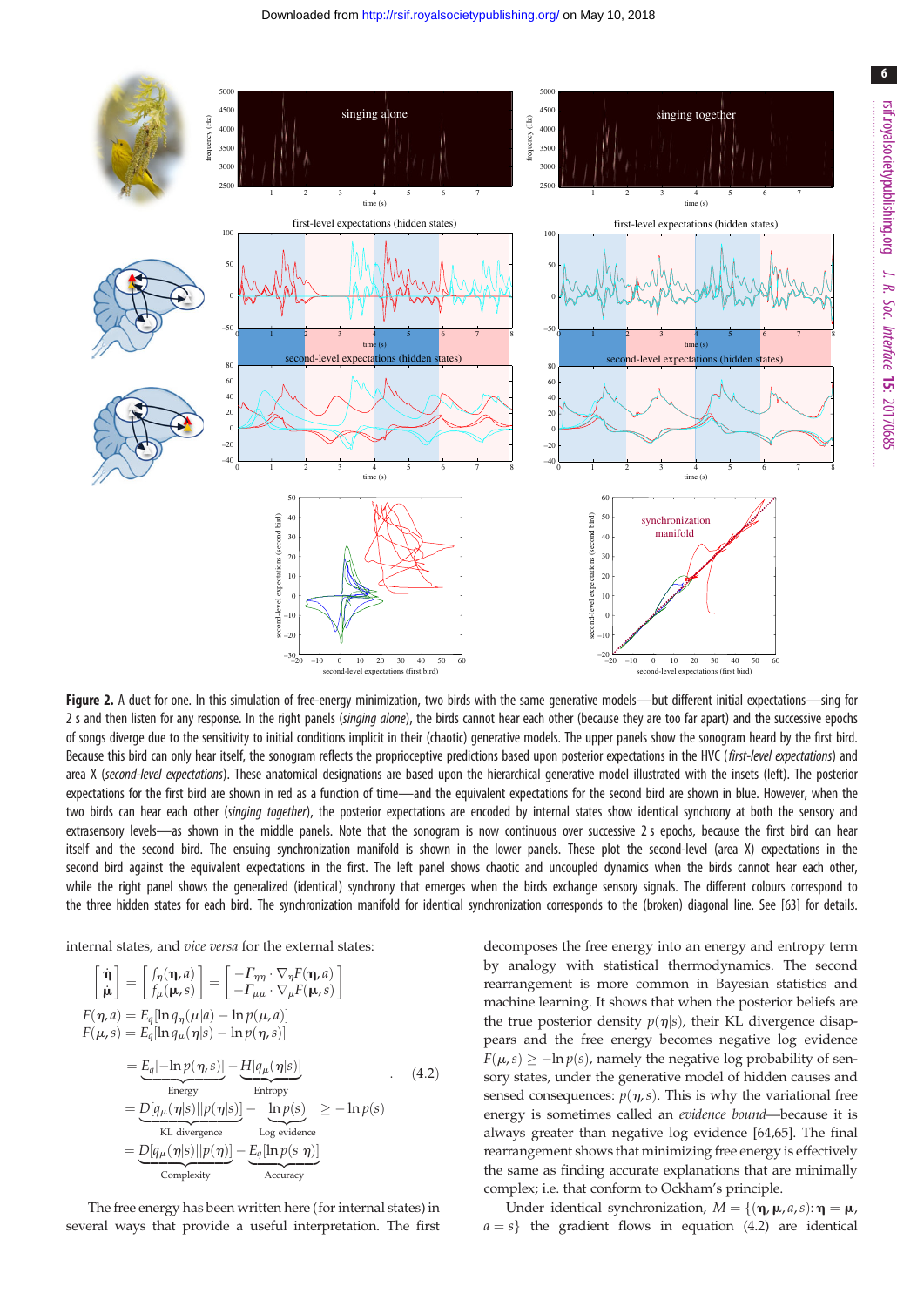**Figure 2.** A duet for one. In this simulation of free-energy minimization, two birds with the same generative models—but different initial expectations—sing for 2 s and then listen for any response. In the right panels (*singing alone*), the birds cannot hear each other (because they are too far apart) and the successive epochs of songs diverge due to the sensitivity to initial conditions implicit in their (chaotic) generative models. The upper panels show the sonogram heard by the first bird. Because this bird can only hear itself, the sonogram reflects the proprioceptive predictions based upon posterior expectations in the HVC (*first-level expectations*) and area X (*second-level expectations*). These anatomical designations are based upon the hierarchical generative model illustrated with the insets (left). The posterior expectations for the first bird are shown in red as a function of time—and the equivalent expectations for the second bird are shown in blue. However, when the two birds can hear each other (*singing together*), the posterior expectations are encoded by internal states show identical synchrony at both the sensory and extrasensory levels—as shown in the middle panels. Note that the sonogram is now continuous over successive 2 s epochs, because the first bird can hear itself and the second bird. The ensuing synchronization manifold is shown in the lower panels. These plot the second-level (area X) expectations in the second bird against the equivalent expectations in the first. The left panel shows chaotic and uncoupled dynamics when the birds cannot hear each other, while the right panel shows the generalized (identical) synchrony that emerges when the birds exchange sensory signals. The different colours correspond to the three hidden states for each bird. The synchronization manifold for identical synchronization corresponds to the (broken) diagonal line. See [63] for details.

internal states, and *vice versa* for the external states:

$$
\begin{aligned}
\begin{bmatrix} \dot{\boldsymbol{\eta}} \\ \dot{\boldsymbol{\mu}} \end{bmatrix} &= \begin{bmatrix} f_\eta(\boldsymbol{\eta}, a) \\ f_\mu(\boldsymbol{\mu}, s) \end{bmatrix} = \begin{bmatrix} -\Gamma_{\eta\eta} \cdot \nabla_\eta F(\boldsymbol{\eta}, a) \\ -\Gamma_{\mu\mu} \cdot \nabla_\mu F(\boldsymbol{\mu}, s) \end{bmatrix} \\
F(\eta, a) &= E_q[\ln q_\eta(\mu|a) - \ln p(\mu, a)] \\
F(\mu, s) &= E_q[\ln q_\mu(\eta|s) - \ln p(\eta, s)] \\
&= \underbrace{E_q[-\ln p(\eta, s)]}_{\text{Energy}} - \underbrace{H[q_\mu(\eta|s)]}_{\text{Entropy}} \\
&= \underbrace{D[q_\mu(\eta|s)||p(\eta|s)]}_{\text{KL divergence}} - \underbrace{\ln p(s)}_{\text{Log evidence}} \geq -\ln p(s) \\
&= \underbrace{D[q_\mu(\eta|s)||p(\eta)]}_{\text{Complexity}} - \underbrace{E_q[\ln p(s|\eta)]}_{\text{Accuracy}}
\end{aligned}
\tag{4.2}
$$

The free energy has been written here (for internal states) in several ways that provide a useful interpretation. The first decomposes the free energy into an energy and entropy term by analogy with statistical thermodynamics. The second rearrangement is more common in Bayesian statistics and machine learning. It shows that when the posterior beliefs are the true posterior density $p(\eta|s)$, their KL divergence disappears and the free energy becomes negative log evidence $F(\mu, s) \geq -\ln p(s)$, namely the negative log probability of sensory states, under the generative model of hidden causes and sensed consequences: $p(\eta, s)$. This is why the variational free energy is sometimes called an *evidence bound*—because it is always greater than negative log evidence [64,65]. The final rearrangement shows that minimizing free energy is effectively the same as finding accurate explanations that are minimally complex; i.e. that conform to Ockham's principle.

Under identical synchronization, $M = \{(\boldsymbol{\eta}, \boldsymbol{\mu}, a, s) : \boldsymbol{\eta} = \boldsymbol{\mu}, a = s\}$ the gradient flows in equation (4.2) are identical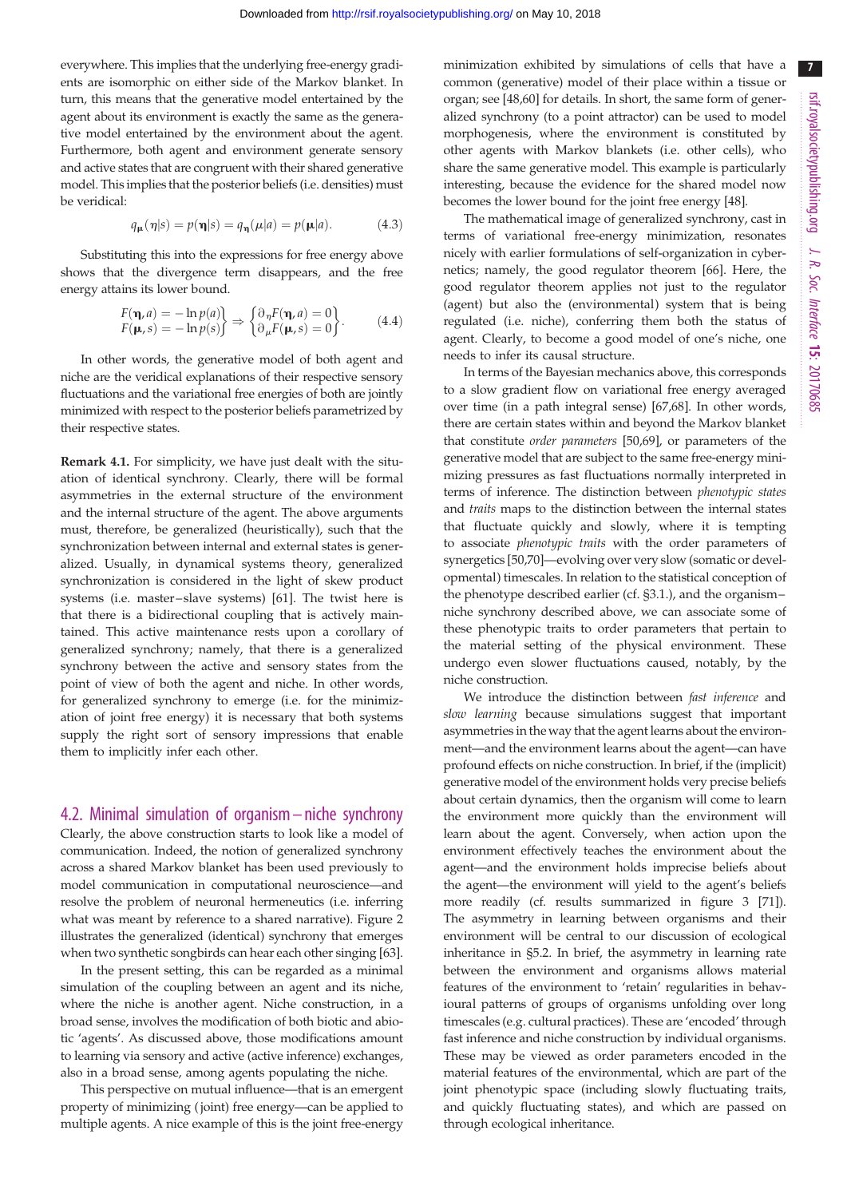everywhere. This implies that the underlying free-energy gradients are isomorphic on either side of the Markov blanket. In turn, this means that the generative model entertained by the agent about its environment is exactly the same as the generative model entertained by the environment about the agent. Furthermore, both agent and environment generate sensory and active states that are congruent with their shared generative model. This implies that the posterior beliefs (i.e. densities) must be veridical:

$$q_{\boldsymbol{\mu}}(\eta|s) = p(\boldsymbol{\eta}|s) = q_{\boldsymbol{\eta}}(\mu|a) = p(\boldsymbol{\mu}|a). \tag{4.3}$$

Substituting this into the expressions for free energy above shows that the divergence term disappears, and the free energy attains its lower bound.

$$\left.\begin{aligned} F(\boldsymbol{\eta}, a) &= -\ln p(a) \\ F(\boldsymbol{\mu}, s) &= -\ln p(s) \end{aligned}\right\} \Rightarrow \left\{\begin{aligned} \partial_{\eta} F(\boldsymbol{\eta}, a) &= 0 \\ \partial_{\mu} F(\boldsymbol{\mu}, s) &= 0 \end{aligned}\right\}. \tag{4.4}$$

In other words, the generative model of both agent and niche are the veridical explanations of their respective sensory fluctuations and the variational free energies of both are jointly minimized with respect to the posterior beliefs parametrized by their respective states.

**Remark 4.1.** For simplicity, we have just dealt with the situation of identical synchrony. Clearly, there will be formal asymmetries in the external structure of the environment and the internal structure of the agent. The above arguments must, therefore, be generalized (heuristically), such that the synchronization between internal and external states is generalized. Usually, in dynamical systems theory, generalized synchronization is considered in the light of skew product systems (i.e. master–slave systems) [61]. The twist here is that there is a bidirectional coupling that is actively maintained. This active maintenance rests upon a corollary of generalized synchrony; namely, that there is a generalized synchrony between the active and sensory states from the point of view of both the agent and niche. In other words, for generalized synchrony to emerge (i.e. for the minimization of joint free energy) it is necessary that both systems supply the right sort of sensory impressions that enable them to implicitly infer each other.

## 4.2. Minimal simulation of organism–niche synchrony

Clearly, the above construction starts to look like a model of communication. Indeed, the notion of generalized synchrony across a shared Markov blanket has been used previously to model communication in computational neuroscience—and resolve the problem of neuronal hermeneutics (i.e. inferring what was meant by reference to a shared narrative). Figure 2 illustrates the generalized (identical) synchrony that emerges when two synthetic songbirds can hear each other singing [63].

In the present setting, this can be regarded as a minimal simulation of the coupling between an agent and its niche, where the niche is another agent. Niche construction, in a broad sense, involves the modification of both biotic and abiotic 'agents'. As discussed above, those modifications amount to learning via sensory and active (active inference) exchanges, also in a broad sense, among agents populating the niche.

This perspective on mutual influence—that is an emergent property of minimizing (joint) free energy—can be applied to multiple agents. A nice example of this is the joint free-energy minimization exhibited by simulations of cells that have a common (generative) model of their place within a tissue or organ; see [48,60] for details. In short, the same form of generalized synchrony (to a point attractor) can be used to model morphogenesis, where the environment is constituted by other agents with Markov blankets (i.e. other cells), who share the same generative model. This example is particularly interesting, because the evidence for the shared model now becomes the lower bound for the joint free energy [48].

The mathematical image of generalized synchrony, cast in terms of variational free-energy minimization, resonates nicely with earlier formulations of self-organization in cybernetics; namely, the good regulator theorem [66]. Here, the good regulator theorem applies not just to the regulator (agent) but also the (environmental) system that is being regulated (i.e. niche), conferring them both the status of agent. Clearly, to become a good model of one's niche, one needs to infer its causal structure.

In terms of the Bayesian mechanics above, this corresponds to a slow gradient flow on variational free energy averaged over time (in a path integral sense) [67,68]. In other words, there are certain states within and beyond the Markov blanket that constitute *order parameters* [50,69], or parameters of the generative model that are subject to the same free-energy minimizing pressures as fast fluctuations normally interpreted in terms of inference. The distinction between *phenotypic states* and *traits* maps to the distinction between the internal states that fluctuate quickly and slowly, where it is tempting to associate *phenotypic traits* with the order parameters of synergetics [50,70]—evolving over very slow (somatic or developmental) timescales. In relation to the statistical conception of the phenotype described earlier (cf. §3.1.), and the organism–niche synchrony described above, we can associate some of these phenotypic traits to order parameters that pertain to the material setting of the physical environment. These undergo even slower fluctuations caused, notably, by the niche construction.

We introduce the distinction between *fast inference* and *slow learning* because simulations suggest that important asymmetries in the way that the agent learns about the environment—and the environment learns about the agent—can have profound effects on niche construction. In brief, if the (implicit) generative model of the environment holds very precise beliefs about certain dynamics, then the organism will come to learn the environment more quickly than the environment will learn about the agent. Conversely, when action upon the environment effectively teaches the environment about the agent—and the environment holds imprecise beliefs about the agent—the environment will yield to the agent's beliefs more readily (cf. results summarized in figure 3 [71]). The asymmetry in learning between organisms and their environment will be central to our discussion of ecological inheritance in §5.2. In brief, the asymmetry in learning rate between the environment and organisms allows material features of the environment to 'retain' regularities in behavioural patterns of groups of organisms unfolding over long timescales (e.g. cultural practices). These are 'encoded' through fast inference and niche construction by individual organisms. These may be viewed as order parameters encoded in the material features of the environmental, which are part of the joint phenotypic space (including slowly fluctuating traits, and quickly fluctuating states), and which are passed on through ecological inheritance.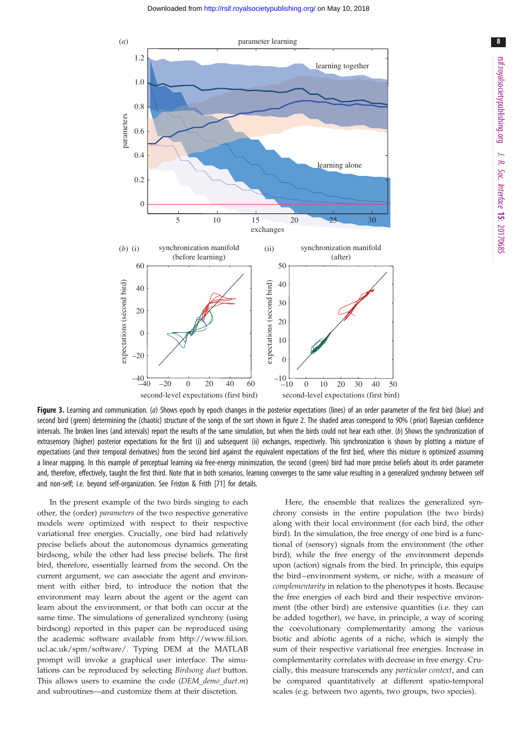**Figure 3.** Learning and communication. (*a*) Shows epoch by epoch changes in the posterior expectations (lines) of an order parameter of the first bird (blue) and second bird (green) determining the (chaotic) structure of the songs of the sort shown in figure 2. The shaded areas correspond to 90% (prior) Bayesian confidence intervals. The broken lines (and intervals) report the results of the same simulation, but when the birds could not hear each other. (*b*) Shows the synchronization of extrasensory (higher) posterior expectations for the first (i) and subsequent (ii) exchanges, respectively. This synchronization is shown by plotting a mixture of expectations (and their temporal derivatives) from the second bird against the equivalent expectations of the first bird, where this mixture is optimized assuming a linear mapping. In this example of perceptual learning via free-energy minimization, the second (green) bird had more precise beliefs about its order parameter and, therefore, effectively, taught the first third. Note that in both scenarios, learning converges to the same value resulting in a generalized synchrony between self and non-self; i.e. beyond self-organization. See Friston & Frith [71] for details.

In the present example of the two birds singing to each other, the (order) *parameters* of the two respective generative models were optimized with respect to their respective variational free energies. Crucially, one bird had relatively precise beliefs about the autonomous dynamics generating birdsong, while the other had less precise beliefs. The first bird, therefore, essentially learned from the second. On the current argument, we can associate the agent and environment with either bird, to introduce the notion that the environment may learn about the agent or the agent can learn about the environment, and that both can occur at the same time. The simulations of generalized synchrony (using birdsong) reported in this paper can be reproduced using the academic software available from http://www.fil.ion.ucl.ac.uk/spm/software/. Typing DEM at the MATLAB prompt will invoke a graphical user interface. The simulations can be reproduced by selecting *Birdsong duet* button. This allows users to examine the code (*DEM_demo_duet.m*) and subroutines—and customize them at their discretion.

Here, the ensemble that realizes the generalized synchrony consists in the entire population (the two birds) along with their local environment (for each bird, the other bird). In the simulation, the free energy of one bird is a functional of (sensory) signals from the environment (the other bird), while the free energy of the environment depends upon (action) signals from the bird. In principle, this equips the bird–environment system, or niche, with a measure of *complementarity* in relation to the phenotypes it hosts. Because the free energies of each bird and their respective environment (the other bird) are extensive quantities (i.e. they can be added together), we have, in principle, a way of scoring the coevolutionary complementarity among the various biotic and abiotic agents of a niche, which is simply the sum of their respective variational free energies. Increase in complementarity correlates with decrease in free energy. Crucially, this measure transcends any *particular context*, and can be compared quantitatively at different spatio-temporal scales (e.g. between two agents, two groups, two species).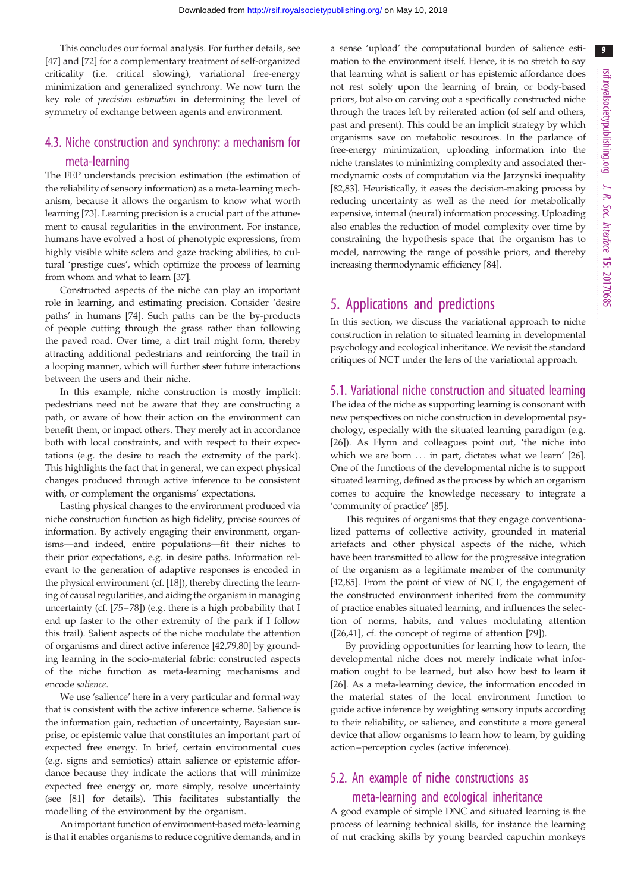This concludes our formal analysis. For further details, see [47] and [72] for a complementary treatment of self-organized criticality (i.e. critical slowing), variational free-energy minimization and generalized synchrony. We now turn the key role of *precision estimation* in determining the level of symmetry of exchange between agents and environment.

### 4.3. Niche construction and synchrony: a mechanism for meta-learning

The FEP understands precision estimation (the estimation of the reliability of sensory information) as a meta-learning mechanism, because it allows the organism to know what worth learning [73]. Learning precision is a crucial part of the attunement to causal regularities in the environment. For instance, humans have evolved a host of phenotypic expressions, from highly visible white sclera and gaze tracking abilities, to cultural 'prestige cues', which optimize the process of learning from whom and what to learn [37].

Constructed aspects of the niche can play an important role in learning, and estimating precision. Consider 'desire paths' in humans [74]. Such paths can be the by-products of people cutting through the grass rather than following the paved road. Over time, a dirt trail might form, thereby attracting additional pedestrians and reinforcing the trail in a looping manner, which will further steer future interactions between the users and their niche.

In this example, niche construction is mostly implicit: pedestrians need not be aware that they are constructing a path, or aware of how their action on the environment can benefit them, or impact others. They merely act in accordance both with local constraints, and with respect to their expectations (e.g. the desire to reach the extremity of the park). This highlights the fact that in general, we can expect physical changes produced through active inference to be consistent with, or complement the organisms' expectations.

Lasting physical changes to the environment produced via niche construction function as high fidelity, precise sources of information. By actively engaging their environment, organisms—and indeed, entire populations—fit their niches to their prior expectations, e.g. in desire paths. Information relevant to the generation of adaptive responses is encoded in the physical environment (cf. [18]), thereby directing the learning of causal regularities, and aiding the organism in managing uncertainty (cf. [75–78]) (e.g. there is a high probability that I end up faster to the other extremity of the park if I follow this trail). Salient aspects of the niche modulate the attention of organisms and direct active inference [42,79,80] by grounding learning in the socio-material fabric: constructed aspects of the niche function as meta-learning mechanisms and encode *salience*.

We use 'salience' here in a very particular and formal way that is consistent with the active inference scheme. Salience is the information gain, reduction of uncertainty, Bayesian surprise, or epistemic value that constitutes an important part of expected free energy. In brief, certain environmental cues (e.g. signs and semiotics) attain salience or epistemic affordance because they indicate the actions that will minimize expected free energy or, more simply, resolve uncertainty (see [81] for details). This facilitates substantially the modelling of the environment by the organism.

An important function of environment-based meta-learning is that it enables organisms to reduce cognitive demands, and in a sense 'upload' the computational burden of salience estimation to the environment itself. Hence, it is no stretch to say that learning what is salient or has epistemic affordance does not rest solely upon the learning of brain, or body-based priors, but also on carving out a specifically constructed niche through the traces left by reiterated action (of self and others, past and present). This could be an implicit strategy by which organisms save on metabolic resources. In the parlance of free-energy minimization, uploading information into the niche translates to minimizing complexity and associated thermodynamic costs of computation via the Jarzynski inequality [82,83]. Heuristically, it eases the decision-making process by reducing uncertainty as well as the need for metabolically expensive, internal (neural) information processing. Uploading also enables the reduction of model complexity over time by constraining the hypothesis space that the organism has to model, narrowing the range of possible priors, and thereby increasing thermodynamic efficiency [84].

## 5. Applications and predictions

In this section, we discuss the variational approach to niche construction in relation to situated learning in developmental psychology and ecological inheritance. We revisit the standard critiques of NCT under the lens of the variational approach.

### 5.1. Variational niche construction and situated learning

The idea of the niche as supporting learning is consonant with new perspectives on niche construction in developmental psychology, especially with the situated learning paradigm (e.g. [26]). As Flynn and colleagues point out, 'the niche into which we are born … in part, dictates what we learn' [26]. One of the functions of the developmental niche is to support situated learning, defined as the process by which an organism comes to acquire the knowledge necessary to integrate a 'community of practice' [85].

This requires of organisms that they engage conventionalized patterns of collective activity, grounded in material artefacts and other physical aspects of the niche, which have been transmitted to allow for the progressive integration of the organism as a legitimate member of the community [42,85]. From the point of view of NCT, the engagement of the constructed environment inherited from the community of practice enables situated learning, and influences the selection of norms, habits, and values modulating attention ([26,41], cf. the concept of regime of attention [79]).

By providing opportunities for learning how to learn, the developmental niche does not merely indicate what information ought to be learned, but also how best to learn it [26]. As a meta-learning device, the information encoded in the material states of the local environment function to guide active inference by weighting sensory inputs according to their reliability, or salience, and constitute a more general device that allow organisms to learn how to learn, by guiding action–perception cycles (active inference).

### 5.2. An example of niche constructions as meta-learning and ecological inheritance

A good example of simple DNC and situated learning is the process of learning technical skills, for instance the learning of nut cracking skills by young bearded capuchin monkeys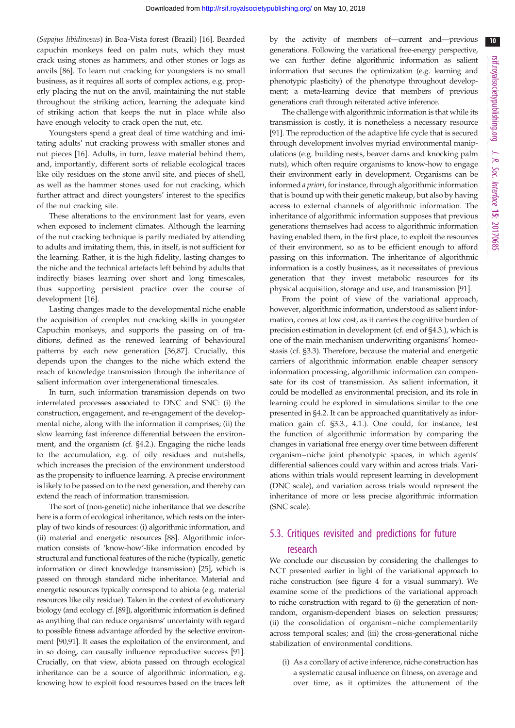(*Sapajus libidinosus*) in Boa-Vista forest (Brazil) [16]. Bearded capuchin monkeys feed on palm nuts, which they must crack using stones as hammers, and other stones or logs as anvils [86]. To learn nut cracking for youngsters is no small business, as it requires all sorts of complex actions, e.g. properly placing the nut on the anvil, maintaining the nut stable throughout the striking action, learning the adequate kind of striking action that keeps the nut in place while also have enough velocity to crack open the nut, etc.

Youngsters spend a great deal of time watching and imitating adults' nut cracking prowess with smaller stones and nut pieces [16]. Adults, in turn, leave material behind them, and, importantly, different sorts of reliable ecological traces like oily residues on the stone anvil site, and pieces of shell, as well as the hammer stones used for nut cracking, which further attract and direct youngsters' interest to the specifics of the nut cracking site.

These alterations to the environment last for years, even when exposed to inclement climates. Although the learning of the nut cracking technique is partly mediated by attending to adults and imitating them, this, in itself, is not sufficient for the learning. Rather, it is the high fidelity, lasting changes to the niche and the technical artefacts left behind by adults that indirectly biases learning over short and long timescales, thus supporting persistent practice over the course of development [16].

Lasting changes made to the developmental niche enable the acquisition of complex nut cracking skills in youngster Capuchin monkeys, and supports the passing on of traditions, defined as the renewed learning of behavioural patterns by each new generation [36,87]. Crucially, this depends upon the changes to the niche which extend the reach of knowledge transmission through the inheritance of salient information over intergenerational timescales.

In turn, such information transmission depends on two interrelated processes associated to DNC and SNC: (i) the construction, engagement, and re-engagement of the developmental niche, along with the information it comprises; (ii) the slow learning fast inference differential between the environment, and the organism (cf. §4.2.). Engaging the niche leads to the accumulation, e.g. of oily residues and nutshells, which increases the precision of the environment understood as the propensity to influence learning. A precise environment is likely to be passed on to the next generation, and thereby can extend the reach of information transmission.

The sort of (non-genetic) niche inheritance that we describe here is a form of ecological inheritance, which rests on the interplay of two kinds of resources: (i) algorithmic information, and (ii) material and energetic resources [88]. Algorithmic information consists of 'know-how'-like information encoded by structural and functional features of the niche (typically, genetic information or direct knowledge transmission) [25], which is passed on through standard niche inheritance. Material and energetic resources typically correspond to abiota (e.g. material resources like oily residue). Taken in the context of evolutionary biology (and ecology cf. [89]), algorithmic information is defined as anything that can reduce organisms' uncertainty with regard to possible fitness advantage afforded by the selective environment [90,91]. It eases the exploitation of the environment, and in so doing, can causally influence reproductive success [91]. Crucially, on that view, abiota passed on through ecological inheritance can be a source of algorithmic information, e.g. knowing how to exploit food resources based on the traces left by the activity of members of—current and—previous generations. Following the variational free-energy perspective, we can further define algorithmic information as salient information that secures the optimization (e.g. learning and phenotypic plasticity) of the phenotype throughout development; a meta-learning device that members of previous generations craft through reiterated active inference.

The challenge with algorithmic information is that while its transmission is costly, it is nonetheless a necessary resource [91]. The reproduction of the adaptive life cycle that is secured through development involves myriad environmental manipulations (e.g. building nests, beaver dams and knocking palm nuts), which often require organisms to know-how to engage their environment early in development. Organisms can be informed *a priori*, for instance, through algorithmic information that is bound up with their genetic makeup, but also by having access to external channels of algorithmic information. The inheritance of algorithmic information supposes that previous generations themselves had access to algorithmic information having enabled them, in the first place, to exploit the resources of their environment, so as to be efficient enough to afford passing on this information. The inheritance of algorithmic information is a costly business, as it necessitates of previous generation that they invest metabolic resources for its physical acquisition, storage and use, and transmission [91].

From the point of view of the variational approach, however, algorithmic information, understood as salient information, comes at low cost, as it carries the cognitive burden of precision estimation in development (cf. end of §4.3.), which is one of the main mechanism underwriting organisms' homeostasis (cf. §3.3). Therefore, because the material and energetic carriers of algorithmic information enable cheaper sensory information processing, algorithmic information can compensate for its cost of transmission. As salient information, it could be modelled as environmental precision, and its role in learning could be explored in simulations similar to the one presented in §4.2. It can be approached quantitatively as information gain cf. §3.3., 4.1.). One could, for instance, test the function of algorithmic information by comparing the changes in variational free energy over time between different organism–niche joint phenotypic spaces, in which agents' differential saliences could vary within and across trials. Variations within trials would represent learning in development (DNC scale), and variation across trials would represent the inheritance of more or less precise algorithmic information (SNC scale).

## 5.3. Critiques revisited and predictions for future research

We conclude our discussion by considering the challenges to NCT presented earlier in light of the variational approach to niche construction (see figure 4 for a visual summary). We examine some of the predictions of the variational approach to niche construction with regard to (i) the generation of nonrandom, organism-dependent biases on selection pressures; (ii) the consolidation of organism–niche complementarity across temporal scales; and (iii) the cross-generational niche stabilization of environmental conditions.

(i) As a corollary of active inference, niche construction has a systematic causal influence on fitness, on average and over time, as it optimizes the attunement of the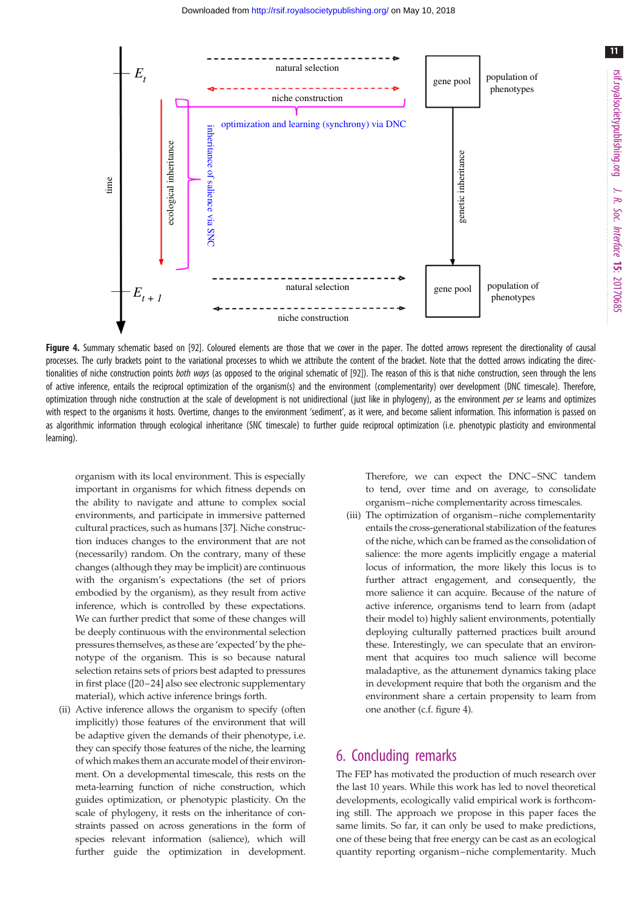Figure 4. Summary schematic based on [92]. Coloured elements are those that we cover in the paper. The dotted arrows represent the directionality of causal processes. The curly brackets point to the variational processes to which we attribute the content of the bracket. Note that the dotted arrows indicating the directionalities of niche construction points *both ways* (as opposed to the original schematic of [92]). The reason of this is that niche construction, seen through the lens of active inference, entails the reciprocal optimization of the organism(s) and the environment (complementarity) over development (DNC timescale). Therefore, optimization through niche construction at the scale of development is not unidirectional (just like in phylogeny), as the environment *per se* learns and optimizes with respect to the organisms it hosts. Overtime, changes to the environment 'sediment', as it were, and become salient information. This information is passed on as algorithmic information through ecological inheritance (SNC timescale) to further guide reciprocal optimization (i.e. phenotypic plasticity and environmental learning).

organism with its local environment. This is especially important in organisms for which fitness depends on the ability to navigate and attune to complex social environments, and participate in immersive patterned cultural practices, such as humans [37]. Niche construction induces changes to the environment that are not (necessarily) random. On the contrary, many of these changes (although they may be implicit) are continuous with the organism's expectations (the set of priors embodied by the organism), as they result from active inference, which is controlled by these expectations. We can further predict that some of these changes will be deeply continuous with the environmental selection pressures themselves, as these are 'expected' by the phenotype of the organism. This is so because natural selection retains sets of priors best adapted to pressures in first place ([20–24] also see electronic supplementary material), which active inference brings forth.

(ii) Active inference allows the organism to specify (often implicitly) those features of the environment that will be adaptive given the demands of their phenotype, i.e. they can specify those features of the niche, the learning of which makes them an accurate model of their environment. On a developmental timescale, this rests on the meta-learning function of niche construction, which guides optimization, or phenotypic plasticity. On the scale of phylogeny, it rests on the inheritance of constraints passed on across generations in the form of species relevant information (salience), which will further guide the optimization in development. Therefore, we can expect the DNC–SNC tandem to tend, over time and on average, to consolidate organism–niche complementarity across timescales.

(iii) The optimization of organism–niche complementarity entails the cross-generational stabilization of the features of the niche, which can be framed as the consolidation of salience: the more agents implicitly engage a material locus of information, the more likely this locus is to further attract engagement, and consequently, the more salience it can acquire. Because of the nature of active inference, organisms tend to learn from (adapt their model to) highly salient environments, potentially deploying culturally patterned practices built around these. Interestingly, we can speculate that an environment that acquires too much salience will become maladaptive, as the attunement dynamics taking place in development require that both the organism and the environment share a certain propensity to learn from one another (c.f. figure 4).

## 6. Concluding remarks

The FEP has motivated the production of much research over the last 10 years. While this work has led to novel theoretical developments, ecologically valid empirical work is forthcoming still. The approach we propose in this paper faces the same limits. So far, it can only be used to make predictions, one of these being that free energy can be cast as an ecological quantity reporting organism–niche complementarity. Much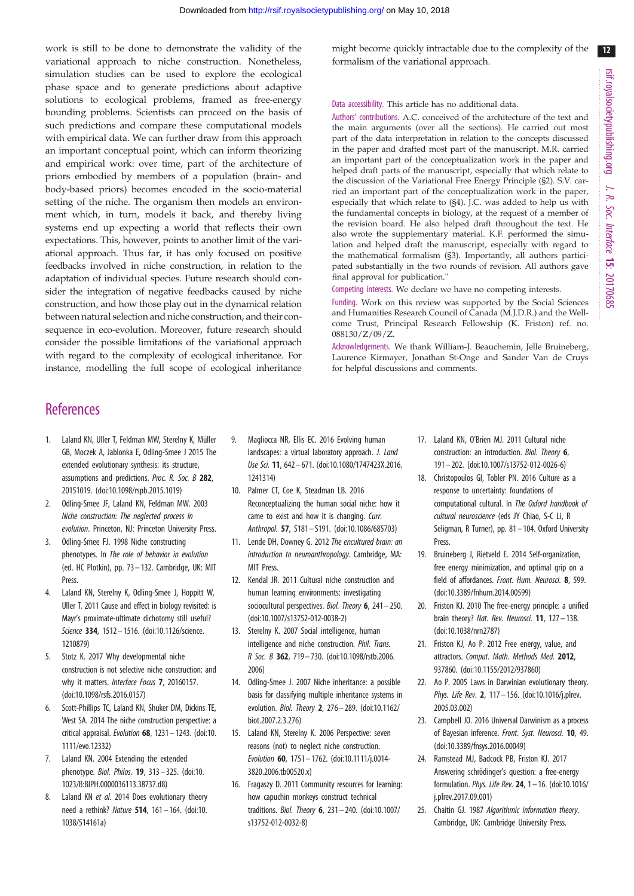work is still to be done to demonstrate the validity of the variational approach to niche construction. Nonetheless, simulation studies can be used to explore the ecological phase space and to generate predictions about adaptive solutions to ecological problems, framed as free-energy bounding problems. Scientists can proceed on the basis of such predictions and compare these computational models with empirical data. We can further draw from this approach an important conceptual point, which can inform theorizing and empirical work: over time, part of the architecture of priors embodied by members of a population (brain- and body-based priors) becomes encoded in the socio-material setting of the niche. The organism then models an environment which, in turn, models it back, and thereby living systems end up expecting a world that reflects their own expectations. This, however, points to another limit of the variational approach. Thus far, it has only focused on positive feedbacks involved in niche construction, in relation to the adaptation of individual species. Future research should consider the integration of negative feedbacks caused by niche construction, and how those play out in the dynamical relation between natural selection and niche construction, and their consequence in eco-evolution. Moreover, future research should consider the possible limitations of the variational approach with regard to the complexity of ecological inheritance. For instance, modelling the full scope of ecological inheritance might become quickly intractable due to the complexity of the formalism of the variational approach.

Data accessibility. This article has no additional data.

Authors' contributions. A.C. conceived of the architecture of the text and the main arguments (over all the sections). He carried out most part of the data interpretation in relation to the concepts discussed in the paper and drafted most part of the manuscript. M.R. carried an important part of the conceptualization work in the paper and helped draft parts of the manuscript, especially that which relate to the discussion of the Variational Free Energy Principle (§2). S.V. carried an important part of the conceptualization work in the paper, especially that which relate to (§4). J.C. was added to help us with the fundamental concepts in biology, at the request of a member of the revision board. He also helped draft throughout the text. He also wrote the supplementary material. K.F. performed the simulation and helped draft the manuscript, especially with regard to the mathematical formalism (§3). Importantly, all authors participated substantially in the two rounds of revision. All authors gave final approval for publication."

Competing interests. We declare we have no competing interests.

Funding. Work on this review was supported by the Social Sciences and Humanities Research Council of Canada (M.J.D.R.) and the Wellcome Trust, Principal Research Fellowship (K. Friston) ref. no. 088130/Z/09/Z.

Acknowledgements. We thank William-J. Beauchemin, Jelle Bruineberg, Laurence Kirmayer, Jonathan St-Onge and Sander Van de Cruys for helpful discussions and comments.

## References

1. Laland KN, Uller T, Feldman MW, Sterelny K, Müller GB, Moczek A, Jablonka E, Odling-Smee J 2015 The extended evolutionary synthesis: its structure, assumptions and predictions. *Proc. R. Soc. B* **282**, 20151019. (doi:10.1098/rspb.2015.1019)
2. Odling-Smee JF, Laland KN, Feldman MW. 2003 *Niche construction: The neglected process in evolution*. Princeton, NJ: Princeton University Press.
3. Odling-Smee FJ. 1998 Niche constructing phenotypes. In *The role of behavior in evolution* (ed. HC Plotkin), pp. 73–132. Cambridge, UK: MIT Press.
4. Laland KN, Sterelny K, Odling-Smee J, Hoppitt W, Uller T. 2011 Cause and effect in biology revisited: is Mayr's proximate-ultimate dichotomy still useful? *Science* **334**, 1512–1516. (doi:10.1126/science.1210879)
5. Stotz K. 2017 Why developmental niche construction is not selective niche construction: and why it matters. *Interface Focus* **7**, 20160157. (doi:10.1098/rsfs.2016.0157)
6. Scott-Phillips TC, Laland KN, Shuker DM, Dickins TE, West SA. 2014 The niche construction perspective: a critical appraisal. *Evolution* **68**, 1231–1243. (doi:10.1111/evo.12332)
7. Laland KN. 2004 Extending the extended phenotype. *Biol. Philos.* **19**, 313–325. (doi:10.1023/B:BIPH.0000036113.38737.d8)
8. Laland KN *et al.* 2014 Does evolutionary theory need a rethink? *Nature* **514**, 161–164. (doi:10.1038/514161a)
9. Magliocca NR, Ellis EC. 2016 Evolving human landscapes: a virtual laboratory approach. *J. Land Use Sci.* **11**, 642–671. (doi:10.1080/1747423X.2016.1241314)
10. Palmer CT, Coe K, Steadman LB. 2016 Reconceptualizing the human social niche: how it came to exist and how it is changing. *Curr. Anthropol.* **57**, S181–S191. (doi:10.1086/685703)
11. Lende DH, Downey G. 2012 *The encultured brain: an introduction to neuroanthropology*. Cambridge, MA: MIT Press.
12. Kendal JR. 2011 Cultural niche construction and human learning environments: investigating sociocultural perspectives. *Biol. Theory* **6**, 241–250. (doi:10.1007/s13752-012-0038-2)
13. Sterelny K. 2007 Social intelligence, human intelligence and niche construction. *Phil. Trans. R Soc. B* **362**, 719–730. (doi:10.1098/rstb.2006.2006)
14. Odling-Smee J. 2007 Niche inheritance: a possible basis for classifying multiple inheritance systems in evolution. *Biol. Theory* **2**, 276–289. (doi:10.1162/biot.2007.2.3.276)
15. Laland KN, Sterelny K. 2006 Perspective: seven reasons (not) to neglect niche construction. *Evolution* **60**, 1751–1762. (doi:10.1111/j.0014-3820.2006.tb00520.x)
16. Fragaszy D. 2011 Community resources for learning: how capuchin monkeys construct technical traditions. *Biol. Theory* **6**, 231–240. (doi:10.1007/s13752-012-0032-8)
17. Laland KN, O'Brien MJ. 2011 Cultural niche construction: an introduction. *Biol. Theory* **6**, 191–202. (doi:10.1007/s13752-012-0026-6)
18. Christopoulos GI, Tobler PN. 2016 Culture as a response to uncertainty: foundations of computational cultural. In *The Oxford handbook of cultural neuroscience* (eds JY Chiao, S-C Li, R Seligman, R Turner), pp. 81–104. Oxford University Press.
19. Bruineberg J, Rietveld E. 2014 Self-organization, free energy minimization, and optimal grip on a field of affordances. *Front. Hum. Neurosci.* **8**, 599. (doi:10.3389/fnhum.2014.00599)
20. Friston KJ. 2010 The free-energy principle: a unified brain theory? *Nat. Rev. Neurosci.* **11**, 127–138. (doi:10.1038/nrn2787)
21. Friston KJ, Ao P. 2012 Free energy, value, and attractors. *Comput. Math. Methods Med.* **2012**, 937860. (doi:10.1155/2012/937860)
22. Ao P. 2005 Laws in Darwinian evolutionary theory. *Phys. Life Rev.* **2**, 117–156. (doi:10.1016/j.plrev.2005.03.002)
23. Campbell JO. 2016 Universal Darwinism as a process of Bayesian inference. *Front. Syst. Neurosci.* **10**, 49. (doi:10.3389/fnsys.2016.00049)
24. Ramstead MJ, Badcock PB, Friston KJ. 2017 Answering schrödinger's question: a free-energy formulation. *Phys. Life Rev.* **24**, 1–16. (doi:10.1016/j.plrev.2017.09.001)
25. Chaitin GJ. 1987 *Algorithmic information theory*. Cambridge, UK: Cambridge University Press.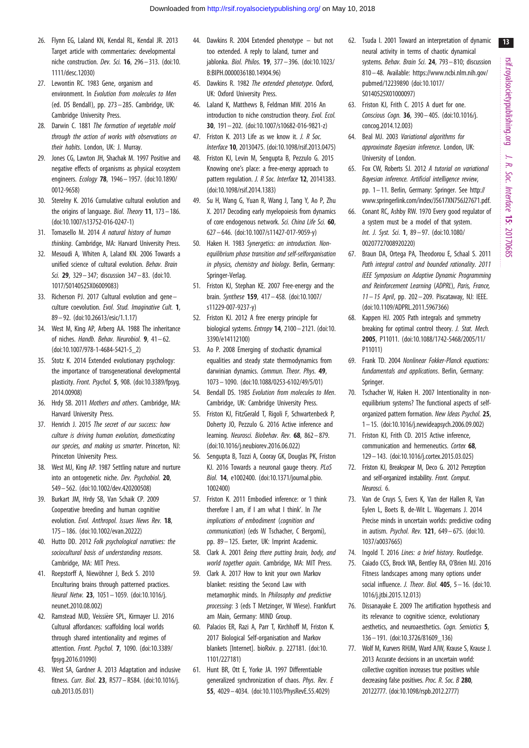26. Flynn EG, Laland KN, Kendal RL, Kendal JR. 2013 Target article with commentaries: developmental niche construction. *Dev. Sci.* **16**, 296–313. (doi:10.1111/desc.12030)
27. Lewontin RC. 1983 Gene, organism and environment. In *Evolution from molecules to Men* (ed. DS Bendall), pp. 273–285. Cambridge, UK: Cambridge University Press.
28. Darwin C. 1881 *The formation of vegetable mold through the action of works with observations on their habits*. London, UK: J. Murray.
29. Jones CG, Lawton JH, Shachak M. 1997 Positive and negative effects of organisms as physical ecosystem engineers. *Ecology* **78**, 1946–1957. (doi:10.1890/0012-9658)
30. Sterelny K. 2016 Cumulative cultural evolution and the origins of language. *Biol. Theory* **11**, 173–186. (doi:10.1007/s13752-016-0247-1)
31. Tomasello M. 2014 *A natural history of human thinking*. Cambridge, MA: Harvard University Press.
32. Mesoudi A, Whiten A, Laland KN. 2006 Towards a unified science of cultural evolution. *Behav. Brain Sci.* **29**, 329–347; discussion 347–83. (doi:10.1017/S0140525X06009083)
33. Richerson PJ. 2017 Cultural evolution and gene–culture coevolution. *Evol. Stud. Imaginative Cult.* **1**, 89–92. (doi:10.26613/esic/1.1.17)
34. West M, King AP, Arberg AA. 1988 The inheritance of niches. *Handb. Behav. Neurobiol.* **9**, 41–62. (doi:10.1007/978-1-4684-5421-5_2)
35. Stotz K. 2014 Extended evolutionary psychology: the importance of transgenerational developmental plasticity. *Front. Psychol.* **5**, 908. (doi:10.3389/fpsyg.2014.00908)
36. Hrdy SB. 2011 *Mothers and others*. Cambridge, MA: Harvard University Press.
37. Henrich J. 2015 *The secret of our success: how culture is driving human evolution, domesticating our species, and making us smarter*. Princeton, NJ: Princeton University Press.
38. West MJ, King AP. 1987 Settling nature and nurture into an ontogenetic niche. *Dev. Psychobiol.* **20**, 549–562. (doi:10.1002/dev.420200508)
39. Burkart JM, Hrdy SB, Van Schaik CP. 2009 Cooperative breeding and human cognitive evolution. *Evol. Anthropol. Issues News Rev.* **18**, 175–186. (doi:10.1002/evan.20222)
40. Hutto DD. 2012 *Folk psychological narratives: the sociocultural basis of understanding reasons*. Cambridge, MA: MIT Press.
41. Roepstorff A, Niewöhner J, Beck S. 2010 Enculturing brains through patterned practices. *Neural Netw.* **23**, 1051–1059. (doi:10.1016/j.neunet.2010.08.002)
42. Ramstead MJD, Veissière SPL, Kirmayer LJ. 2016 Cultural affordances: scaffolding local worlds through shared intentionality and regimes of attention. *Front. Psychol.* **7**, 1090. (doi:10.3389/fpsyg.2016.01090)
43. West SA, Gardner A. 2013 Adaptation and inclusive fitness. *Curr. Biol.* **23**, R577–R584. (doi:10.1016/j.cub.2013.05.031)
44. Dawkins R. 2004 Extended phenotype – but not too extended. A reply to laland, turner and jablonka. *Biol. Philos.* **19**, 377–396. (doi:10.1023/B:BIPH.0000036180.14904.96)
45. Dawkins R. 1982 *The extended phenotype*. Oxford, UK: Oxford University Press.
46. Laland K, Matthews B, Feldman MW. 2016 An introduction to niche construction theory. *Evol. Ecol.* **30**, 191–202. (doi:10.1007/s10682-016-9821-z)
47. Friston K. 2013 Life as we know it. *J. R Soc. Interface* **10**, 20130475. (doi:10.1098/rsif.2013.0475)
48. Friston KJ, Levin M, Sengupta B, Pezzulo G. 2015 Knowing one's place: a free-energy approach to pattern regulation. *J. R Soc. Interface* **12**, 20141383. (doi:10.1098/rsif.2014.1383)
49. Su H, Wang G, Yuan R, Wang J, Tang Y, Ao P, Zhu X. 2017 Decoding early myelopoiesis from dynamics of core endogenous network. *Sci. China Life Sci.* **60**, 627–646. (doi:10.1007/s11427-017-9059-y)
50. Haken H. 1983 *Synergetics: an introduction. Non-equilibrium phase transition and self-selforganisation in physics, chemistry and biology*. Berlin, Germany: Springer-Verlag.
51. Friston KJ, Stephan KE. 2007 Free-energy and the brain. *Synthese* **159**, 417–458. (doi:10.1007/s11229-007-9237-y)
52. Friston KJ. 2012 A free energy principle for biological systems. *Entropy* **14**, 2100–2121. (doi:10.3390/e14112100)
53. Ao P. 2008 Emerging of stochastic dynamical equalities and steady state thermodynamics from darwinian dynamics. *Commun. Theor. Phys.* **49**, 1073–1090. (doi:10.1088/0253-6102/49/5/01)
54. Bendall DS. 1985 *Evolution from molecules to Men*. Cambridge, UK: Cambridge University Press.
55. Friston KJ, FitzGerald T, Rigoli F, Schwartenbeck P, Doherty JO, Pezzulo G. 2016 Active inference and learning. *Neurosci. Biobehav. Rev.* **68**, 862–879. (doi:10.1016/j.neubiorev.2016.06.022)
56. Sengupta B, Tozzi A, Cooray GK, Douglas PK, Friston KJ. 2016 Towards a neuronal gauge theory. *PLoS Biol.* **14**, e1002400. (doi:10.1371/journal.pbio.1002400)
57. Friston K. 2011 Embodied inference: or 'I think therefore I am, if I am what I think'. In *The implications of embodiment (cognition and communication)* (eds W Tschacher, C Bergomi), pp. 89–125. Exeter, UK: Imprint Academic.
58. Clark A. 2001 *Being there putting brain, body, and world together again*. Cambridge, MA: MIT Press.
59. Clark A. 2017 How to knit your own Markov blanket: resisting the Second Law with metamorphic minds. In *Philosophy and predictive processing*: 3 (eds T Metzinger, W Wiese). Frankfurt am Main, Germany: MIND Group.
60. Palacios ER, Razi A, Parr T, Kirchhoff M, Friston K. 2017 Biological Self-organisation and Markov blankets [Internet]. bioRxiv. p. 227181. (doi:10.1101/227181)
61. Hunt BR, Ott E, Yorke JA. 1997 Differentiable generalized synchronization of chaos. *Phys. Rev. E* **55**, 4029–4034. (doi:10.1103/PhysRevE.55.4029)
62. Tsuda I. 2001 Toward an interpretation of dynamic neural activity in terms of chaotic dynamical systems. *Behav. Brain Sci.* **24**, 793–810; discussion 810–48. Available: https://www.ncbi.nlm.nih.gov/pubmed/12239890 (doi:10.1017/S0140525X01000097)
63. Friston KJ, Frith C. 2015 A duet for one. *Conscious Cogn.* **36**, 390–405. (doi:10.1016/j.concog.2014.12.003)
64. Beal MJ. 2003 *Variational algorithms for approximate Bayesian inference*. London, UK: University of London.
65. Fox CW, Roberts SJ. 2012 *A tutorial on variational Bayesian inference. Artificial intelligence review*, pp. 1–11. Berlin, Germany: Springer. See http://www.springerlink.com/index/J5617XN756J27671.pdf.
66. Conant RC, Ashby RW. 1970 Every good regulator of a system must be a model of that system. *Int. J. Syst. Sci.* **1**, 89–97. (doi:10.1080/00207727008920220)
67. Braun DA, Ortega PA, Theodorou E, Schaal S. 2011 *Path integral control and bounded rationality. 2011 IEEE Symposium on Adaptive Dynamic Programming and Reinforcement Learning (ADPRL), Paris, France, 11–15 April*, pp. 202–209. Piscataway, NJ: IEEE. (doi:10.1109/ADPRL.2011.5967366)
68. Kappen HJ. 2005 Path integrals and symmetry breaking for optimal control theory. *J. Stat. Mech.* **2005**, P11011. (doi:10.1088/1742-5468/2005/11/P11011)
69. Frank TD. 2004 *Nonlinear Fokker-Planck equations: fundamentals and applications*. Berlin, Germany: Springer.
70. Tschacher W, Haken H. 2007 Intentionality in non-equilibrium systems? The functional aspects of self-organized pattern formation. *New Ideas Psychol.* **25**, 1–15. (doi:10.1016/j.newideapsych.2006.09.002)
71. Friston KJ, Frith CD. 2015 Active inference, communication and hermeneutics. *Cortex* **68**, 129–143. (doi:10.1016/j.cortex.2015.03.025)
72. Friston KJ, Breakspear M, Deco G. 2012 Perception and self-organized instability. *Front. Comput. Neurosci.* 6.
73. Van de Cruys S, Evers K, Van der Hallen R, Van Eylen L, Boets B, de-Wit L. Wagemans J. 2014 Precise minds in uncertain worlds: predictive coding in autism. *Psychol. Rev.* **121**, 649–675. (doi:10.1037/a0037665)
74. Ingold T. 2016 *Lines: a brief history*. Routledge.
75. Caiado CCS, Brock WA, Bentley RA, O'Brien MJ. 2016 Fitness landscapes among many options under social influence. *J. Theor. Biol.* **405**, 5–16. (doi:10.1016/j.jtbi.2015.12.013)
76. Dissanayake E. 2009 The artification hypothesis and its relevance to cognitive science, evolutionary aesthetics, and neuroaesthetics. *Cogn. Semiotics* **5**, 136–191. (doi:10.3726/81609_136)
77. Wolf M, Kurvers RHJM, Ward AJW, Krause S, Krause J. 2013 Accurate decisions in an uncertain world: collective cognition increases true positives while decreasing false positives. *Proc. R. Soc. B* **280**, 20122777. (doi:10.1098/rspb.2012.2777)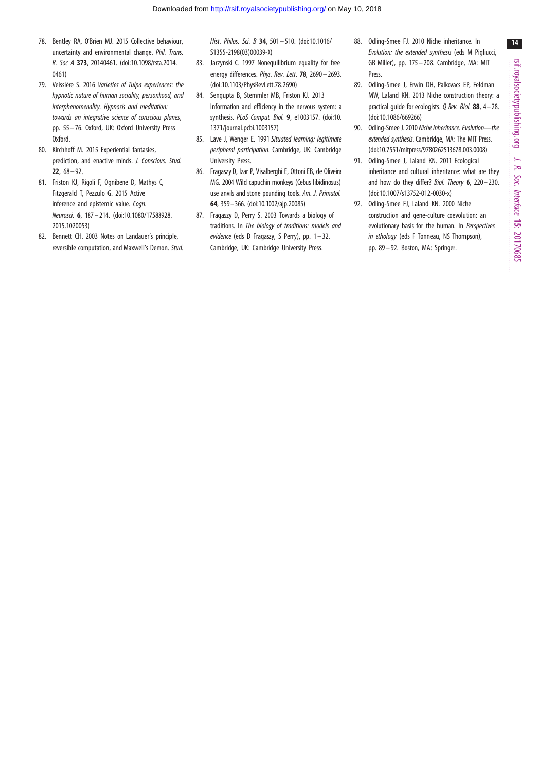78. Bentley RA, O'Brien MJ. 2015 Collective behaviour, uncertainty and environmental change. *Phil. Trans. R. Soc A* **373**, 20140461. (doi:10.1098/rsta.2014.0461)
79. Veissière S. 2016 *Varieties of Tulpa experiences: the hypnotic nature of human sociality, personhood, and interphenomenality. Hypnosis and meditation: towards an integrative science of conscious planes*, pp. 55–76. Oxford, UK: Oxford University Press Oxford.
80. Kirchhoff M. 2015 Experiential fantasies, prediction, and enactive minds. *J. Conscious. Stud.* **22**, 68–92.
81. Friston KJ, Rigoli F, Ognibene D, Mathys C, Fitzgerald T, Pezzulo G. 2015 Active inference and epistemic value. *Cogn. Neurosci.* **6**, 187–214. (doi:10.1080/17588928.2015.1020053)
82. Bennett CH. 2003 Notes on Landauer's principle, reversible computation, and Maxwell's Demon. *Stud. Hist. Philos. Sci. B* **34**, 501–510. (doi:10.1016/S1355-2198(03)00039-X)
83. Jarzynski C. 1997 Nonequilibrium equality for free energy differences. *Phys. Rev. Lett.* **78**, 2690–2693. (doi:10.1103/PhysRevLett.78.2690)
84. Sengupta B, Stemmler MB, Friston KJ. 2013 Information and efficiency in the nervous system: a synthesis. *PLoS Comput. Biol.* **9**, e1003157. (doi:10.1371/journal.pcbi.1003157)
85. Lave J, Wenger E. 1991 *Situated learning: legitimate peripheral participation*. Cambridge, UK: Cambridge University Press.
86. Fragaszy D, Izar P, Visalberghi E, Ottoni EB, de Oliveira MG. 2004 Wild capuchin monkeys (Cebus libidinosus) use anvils and stone pounding tools. *Am. J. Primatol.* **64**, 359–366. (doi:10.1002/ajp.20085)
87. Fragaszy D, Perry S. 2003 Towards a biology of traditions. In *The biology of traditions: models and evidence* (eds D Fragaszy, S Perry), pp. 1–32. Cambridge, UK: Cambridge University Press.
88. Odling-Smee FJ. 2010 Niche inheritance. In *Evolution: the extended synthesis* (eds M Pigliucci, GB Miller), pp. 175–208. Cambridge, MA: MIT Press.
89. Odling-Smee J, Erwin DH, Palkovacs EP, Feldman MW, Laland KN. 2013 Niche construction theory: a practical guide for ecologists. *Q Rev. Biol.* **88**, 4–28. (doi:10.1086/669266)
90. Odling-Smee J. 2010 *Niche inheritance. Evolution—the extended synthesis*. Cambridge, MA: The MIT Press. (doi:10.7551/mitpress/9780262513678.003.0008)
91. Odling-Smee J, Laland KN. 2011 Ecological inheritance and cultural inheritance: what are they and how do they differ? *Biol. Theory* **6**, 220–230. (doi:10.1007/s13752-012-0030-x)
92. Odling-Smee FJ, Laland KN. 2000 Niche construction and gene-culture coevolution: an evolutionary basis for the human. In *Perspectives in ethology* (eds F Tonneau, NS Thompson), pp. 89–92. Boston, MA: Springer.